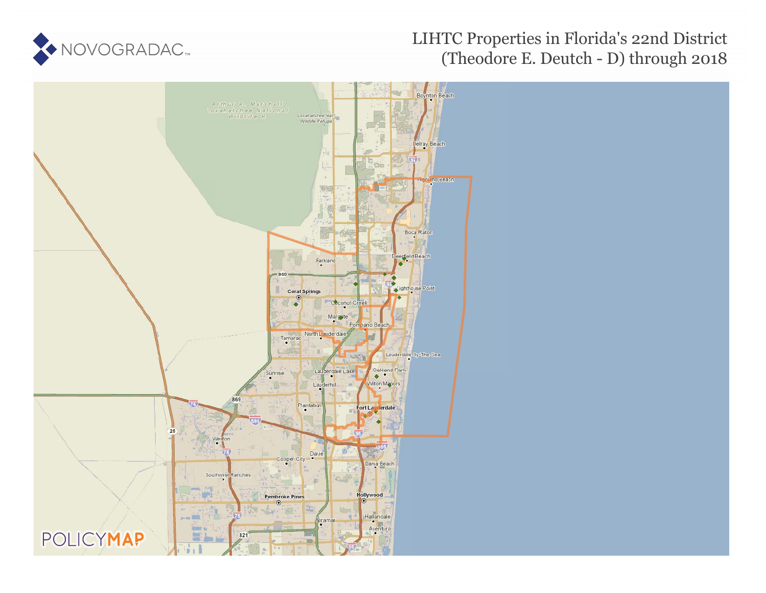NOVOGRADAC

# LIHTC Properties in Florida's 22nd District (Theodore E. Deutch - D) through 2018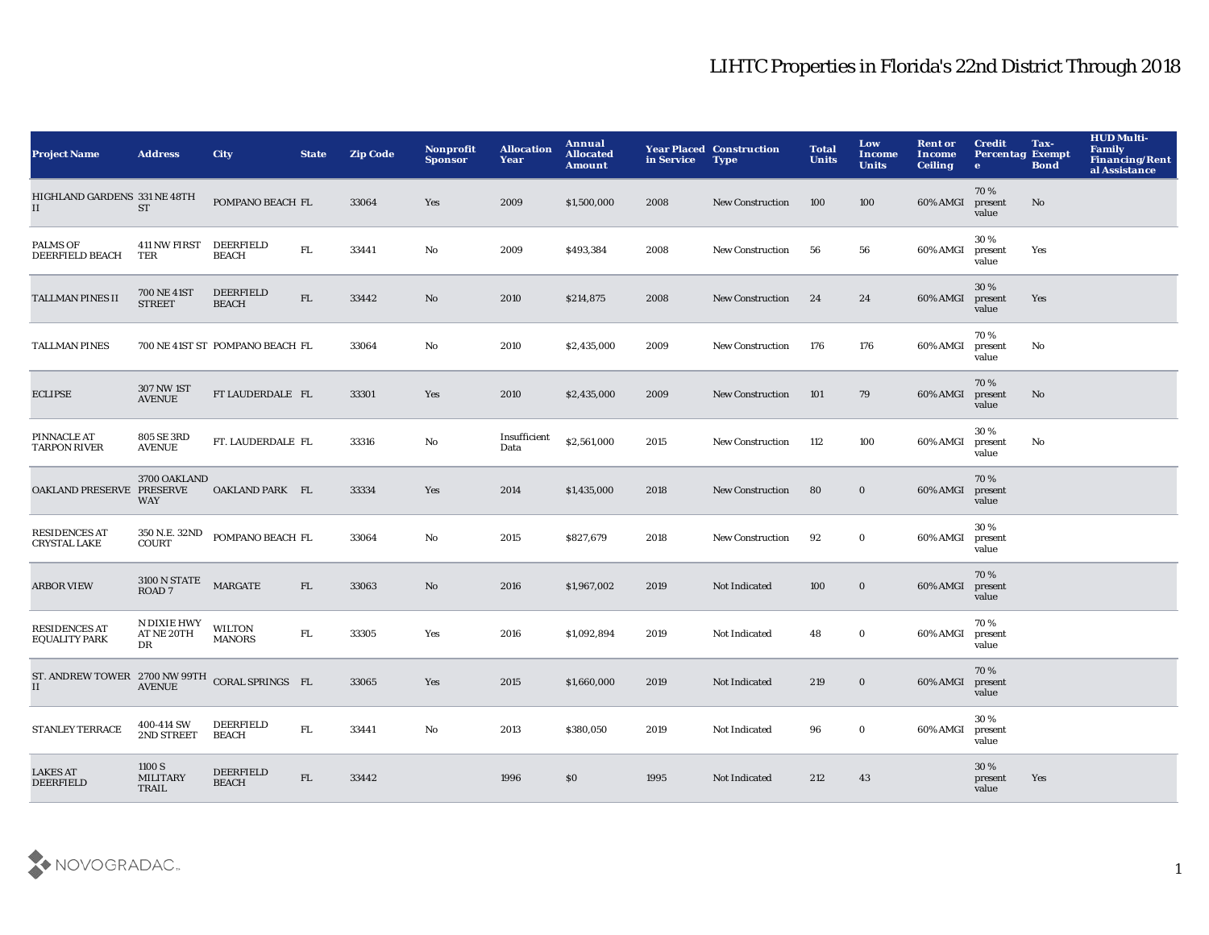# LIHTC Properties in Florida's 22nd District Through 2018

| Project Name | Address | City | State | Zip Code | Nonprofit Sponsor | Allocation Year | Annual Allocated Amount | Year Placed in Service | Construction Type | Total Units | Low Income Units | Rent or Income Ceiling | Credit Percentage | Tax-Exempt Bond | HUD Multi-Family Financing/Rental Assistance |
|---|---|---|---|---|---|---|---|---|---|---|---|---|---|---|---|
| HIGHLAND GARDENS II | 331 NE 48TH ST | POMPANO BEACH | FL | 33064 | Yes | 2009 | $1,500,000 | 2008 | New Construction | 100 | 100 | 60% AMGI | 70 % present value | No | |
| PALMS OF DEERFIELD BEACH | 411 NW FIRST TER | DEERFIELD BEACH | FL | 33441 | No | 2009 | $493,384 | 2008 | New Construction | 56 | 56 | 60% AMGI | 30 % present value | Yes | |
| TALLMAN PINES II | 700 NE 41ST STREET | DEERFIELD BEACH | FL | 33442 | No | 2010 | $214,875 | 2008 | New Construction | 24 | 24 | 60% AMGI | 30 % present value | Yes | |
| TALLMAN PINES | 700 NE 41ST ST | POMPANO BEACH | FL | 33064 | No | 2010 | $2,435,000 | 2009 | New Construction | 176 | 176 | 60% AMGI | 70 % present value | No | |
| ECLIPSE | 307 NW 1ST AVENUE | FT LAUDERDALE | FL | 33301 | Yes | 2010 | $2,435,000 | 2009 | New Construction | 101 | 79 | 60% AMGI | 70 % present value | No | |
| PINNACLE AT TARPON RIVER | 805 SE 3RD AVENUE | FT. LAUDERDALE | FL | 33316 | No | Insufficient Data | $2,561,000 | 2015 | New Construction | 112 | 100 | 60% AMGI | 30 % present value | No | |
| OAKLAND PRESERVE | 3700 OAKLAND PRESERVE WAY | OAKLAND PARK | FL | 33334 | Yes | 2014 | $1,435,000 | 2018 | New Construction | 80 | 0 | 60% AMGI | 70 % present value | | |
| RESIDENCES AT CRYSTAL LAKE | 350 N.E. 32ND COURT | POMPANO BEACH | FL | 33064 | No | 2015 | $827,679 | 2018 | New Construction | 92 | 0 | 60% AMGI | 30 % present value | | |
| ARBOR VIEW | 3100 N STATE ROAD 7 | MARGATE | FL | 33063 | No | 2016 | $1,967,002 | 2019 | Not Indicated | 100 | 0 | 60% AMGI | 70 % present value | | |
| RESIDENCES AT EQUALITY PARK | N DIXIE HWY AT NE 20TH DR | WILTON MANORS | FL | 33305 | Yes | 2016 | $1,092,894 | 2019 | Not Indicated | 48 | 0 | 60% AMGI | 70 % present value | | |
| ST. ANDREW TOWER II | 2700 NW 99TH AVENUE | CORAL SPRINGS | FL | 33065 | Yes | 2015 | $1,660,000 | 2019 | Not Indicated | 219 | 0 | 60% AMGI | 70 % present value | | |
| STANLEY TERRACE | 400-414 SW 2ND STREET | DEERFIELD BEACH | FL | 33441 | No | 2013 | $380,050 | 2019 | Not Indicated | 96 | 0 | 60% AMGI | 30 % present value | | |
| LAKES AT DEERFIELD | 1100 S MILITARY TRAIL | DEERFIELD BEACH | FL | 33442 | | 1996 | $0 | 1995 | Not Indicated | 212 | 43 | | 30 % present value | Yes | |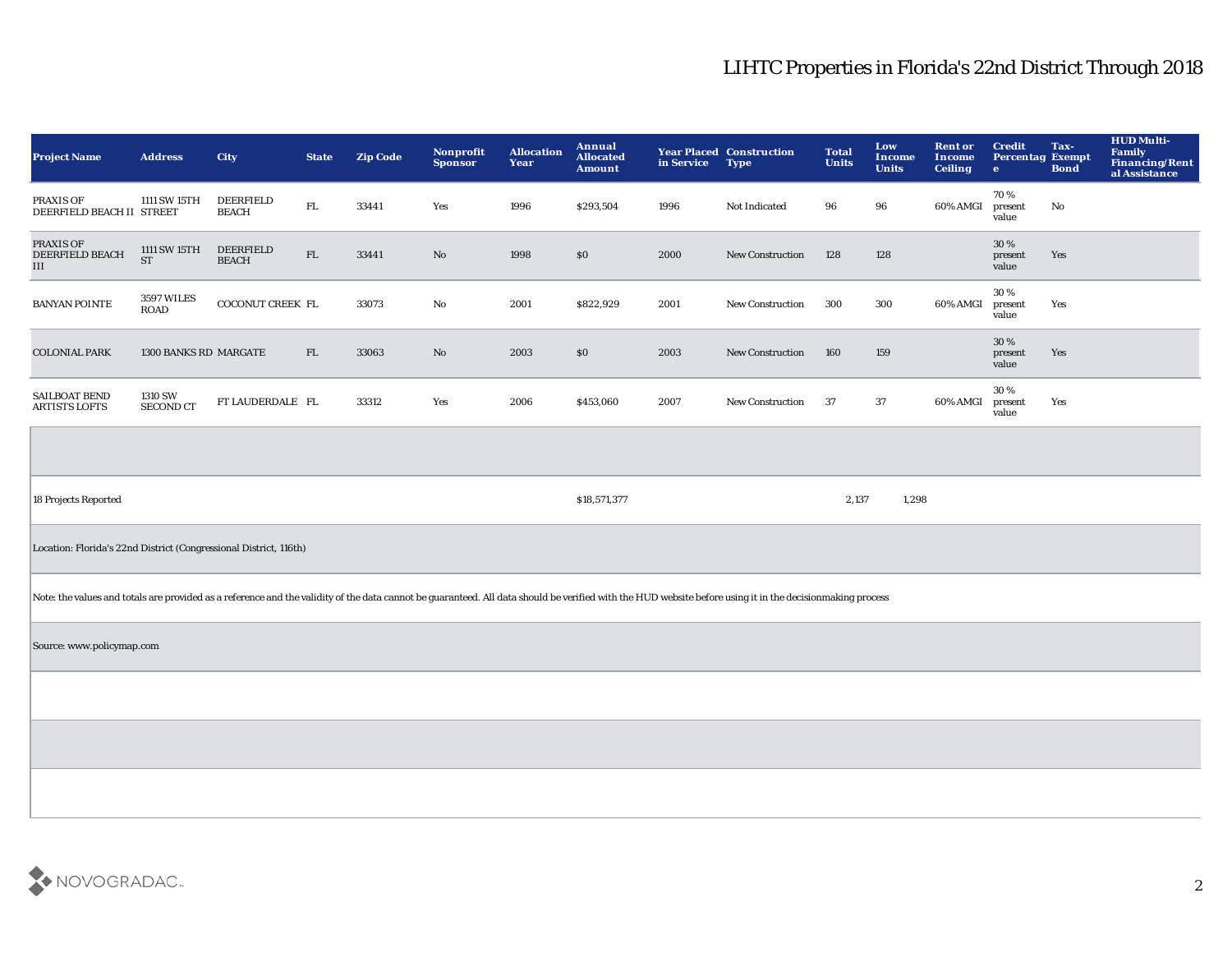# LIHTC Properties in Florida's 22nd District Through 2018

| Project Name | Address | City | State | Zip Code | Nonprofit Sponsor | Allocation Year | Annual Allocated Amount | Year Placed in Service | Construction Type | Total Units | Low Income Units | Rent or Income Ceiling | Credit Percentage | Tax-Exempt Bond | HUD Multi-Family Financing/Rental Assistance |
|---|---|---|---|---|---|---|---|---|---|---|---|---|---|---|---|
| PRAXIS OF DEERFIELD BEACH II | 1111 SW 15TH STREET | DEERFIELD BEACH | FL | 33441 | Yes | 1996 | $293,504 | 1996 | Not Indicated | 96 | 96 | 60% AMGI | 70 % present value | No | |
| PRAXIS OF DEERFIELD BEACH III | 1111 SW 15TH ST | DEERFIELD BEACH | FL | 33441 | No | 1998 | $0 | 2000 | New Construction | 128 | 128 | | 30 % present value | Yes | |
| BANYAN POINTE | 3597 WILES ROAD | COCONUT CREEK | FL | 33073 | No | 2001 | $822,929 | 2001 | New Construction | 300 | 300 | 60% AMGI | 30 % present value | Yes | |
| COLONIAL PARK | 1300 BANKS RD | MARGATE | FL | 33063 | No | 2003 | $0 | 2003 | New Construction | 160 | 159 | | 30 % present value | Yes | |
| SAILBOAT BEND ARTISTS LOFTS | 1310 SW SECOND CT | FT LAUDERDALE | FL | 33312 | Yes | 2006 | $453,060 | 2007 | New Construction | 37 | 37 | 60% AMGI | 30 % present value | Yes | |
| 18 Projects Reported | | | | | | | $18,571,377 | | | 2,137 | 1,298 | | | | |

Location: Florida's 22nd District (Congressional District, 116th)

Note: the values and totals are provided as a reference and the validity of the data cannot be guaranteed. All data should be verified with the HUD website before using it in the decisionmaking process

Source: www.policymap.com